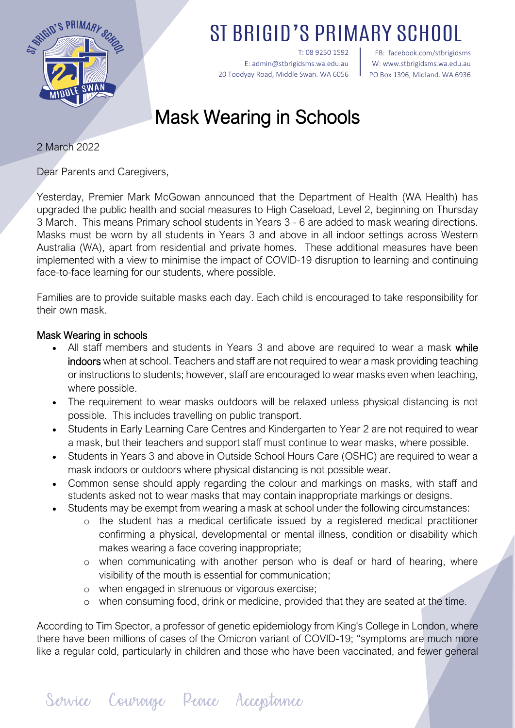# ST BRIGID'S PRIMARY SCHOOL

T: 08 9250 1592
E: admin@stbrigidsms.wa.edu.au
20 Toodyay Road, Middle Swan. WA 6056

FB: facebook.com/stbrigidsms
W: www.stbrigidsms.wa.edu.au
PO Box 1396, Midland. WA 6936

# Mask Wearing in Schools

2 March 2022

Dear Parents and Caregivers,

Yesterday, Premier Mark McGowan announced that the Department of Health (WA Health) has upgraded the public health and social measures to High Caseload, Level 2, beginning on Thursday 3 March. This means Primary school students in Years 3 - 6 are added to mask wearing directions. Masks must be worn by all students in Years 3 and above in all indoor settings across Western Australia (WA), apart from residential and private homes. These additional measures have been implemented with a view to minimise the impact of COVID-19 disruption to learning and continuing face-to-face learning for our students, where possible.

Families are to provide suitable masks each day. Each child is encouraged to take responsibility for their own mask.

## Mask Wearing in schools

- All staff members and students in Years 3 and above are required to wear a mask **while indoors** when at school. Teachers and staff are not required to wear a mask providing teaching or instructions to students; however, staff are encouraged to wear masks even when teaching, where possible.
- The requirement to wear masks outdoors will be relaxed unless physical distancing is not possible. This includes travelling on public transport.
- Students in Early Learning Care Centres and Kindergarten to Year 2 are not required to wear a mask, but their teachers and support staff must continue to wear masks, where possible.
- Students in Years 3 and above in Outside School Hours Care (OSHC) are required to wear a mask indoors or outdoors where physical distancing is not possible wear.
- Common sense should apply regarding the colour and markings on masks, with staff and students asked not to wear masks that may contain inappropriate markings or designs.
- Students may be exempt from wearing a mask at school under the following circumstances:
  - the student has a medical certificate issued by a registered medical practitioner confirming a physical, developmental or mental illness, condition or disability which makes wearing a face covering inappropriate;
  - when communicating with another person who is deaf or hard of hearing, where visibility of the mouth is essential for communication;
  - when engaged in strenuous or vigorous exercise;
  - when consuming food, drink or medicine, provided that they are seated at the time.

According to Tim Spector, a professor of genetic epidemiology from King's College in London, where there have been millions of cases of the Omicron variant of COVID-19; "symptoms are much more like a regular cold, particularly in children and those who have been vaccinated, and fewer general

Service Courage Peace Acceptance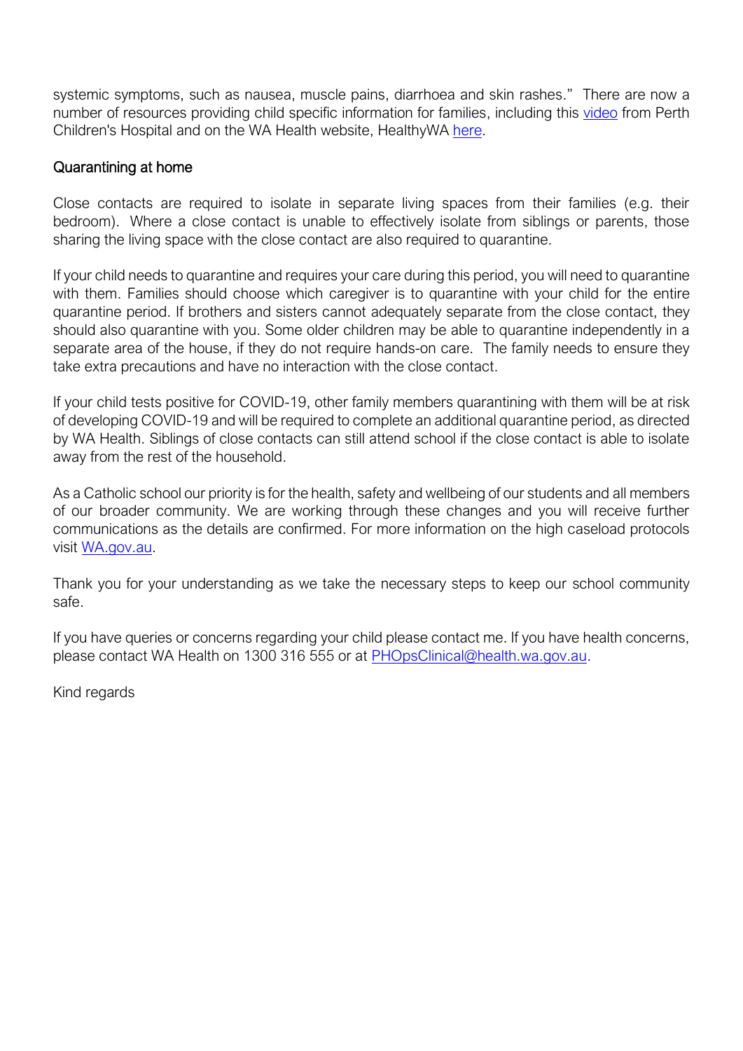systemic symptoms, such as nausea, muscle pains, diarrhoea and skin rashes." There are now a number of resources providing child specific information for families, including this [video](#) from Perth Children's Hospital and on the WA Health website, HealthyWA [here](#).

## Quarantining at home

Close contacts are required to isolate in separate living spaces from their families (e.g. their bedroom). Where a close contact is unable to effectively isolate from siblings or parents, those sharing the living space with the close contact are also required to quarantine.

If your child needs to quarantine and requires your care during this period, you will need to quarantine with them. Families should choose which caregiver is to quarantine with your child for the entire quarantine period. If brothers and sisters cannot adequately separate from the close contact, they should also quarantine with you. Some older children may be able to quarantine independently in a separate area of the house, if they do not require hands-on care. The family needs to ensure they take extra precautions and have no interaction with the close contact.

If your child tests positive for COVID-19, other family members quarantining with them will be at risk of developing COVID-19 and will be required to complete an additional quarantine period, as directed by WA Health. Siblings of close contacts can still attend school if the close contact is able to isolate away from the rest of the household.

As a Catholic school our priority is for the health, safety and wellbeing of our students and all members of our broader community. We are working through these changes and you will receive further communications as the details are confirmed. For more information on the high caseload protocols visit [WA.gov.au](#).

Thank you for your understanding as we take the necessary steps to keep our school community safe.

If you have queries or concerns regarding your child please contact me. If you have health concerns, please contact WA Health on 1300 316 555 or at PHOpsClinical@health.wa.gov.au.

Kind regards